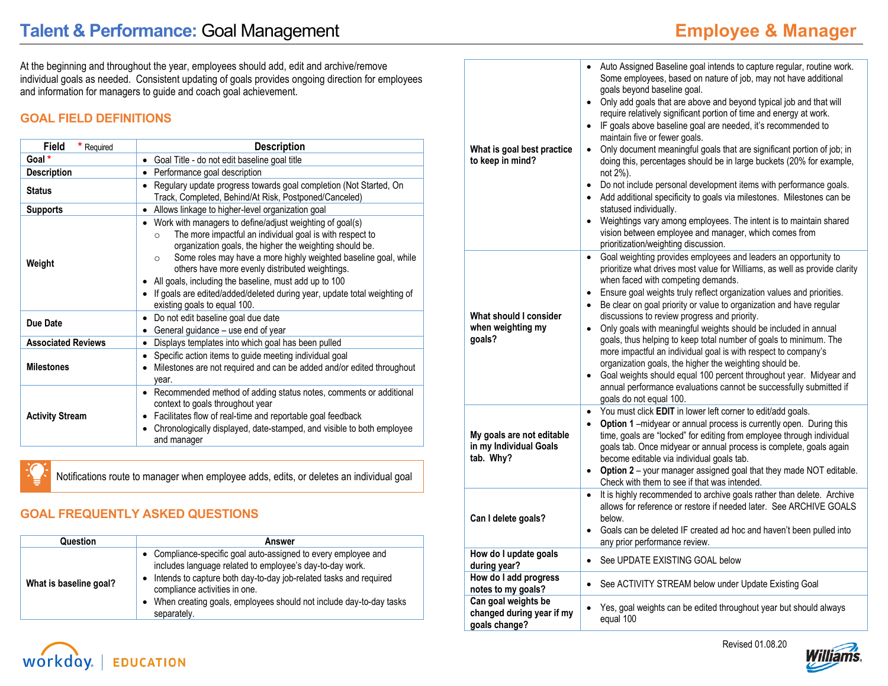# Talent & Performance: Goal Management

**Employee & Manager**

At the beginning and throughout the year, employees should add, edit and archive/remove individual goals as needed. Consistent updating of goals provides ongoing direction for employees and information for managers to guide and coach goal achievement.

## GOAL FIELD DEFINITIONS

| Field * Required | Description |
|---|---|
| **Goal** * | • Goal Title - do not edit baseline goal title |
| **Description** | • Performance goal description |
| **Status** | • Regulary update progress towards goal completion (Not Started, On Track, Completed, Behind/At Risk, Postponed/Canceled) |
| **Supports** | • Allows linkage to higher-level organization goal |
| **Weight** | • Work with managers to define/adjust weighting of goal(s)<br>○ The more impactful an individual goal is with respect to organization goals, the higher the weighting should be.<br>○ Some roles may have a more highly weighted baseline goal, while others have more evenly distributed weightings.<br>• All goals, including the baseline, must add up to 100<br>• If goals are edited/added/deleted during year, update total weighting of existing goals to equal 100. |
| **Due Date** | • Do not edit baseline goal due date<br>• General guidance – use end of year |
| **Associated Reviews** | • Displays templates into which goal has been pulled |
| **Milestones** | • Specific action items to guide meeting individual goal<br>• Milestones are not required and can be added and/or edited throughout year. |
| **Activity Stream** | • Recommended method of adding status notes, comments or additional context to goals throughout year<br>• Facilitates flow of real-time and reportable goal feedback<br>• Chronologically displayed, date-stamped, and visible to both employee and manager |

Notifications route to manager when employee adds, edits, or deletes an individual goal

## GOAL FREQUENTLY ASKED QUESTIONS

| Question | Answer |
|---|---|
| **What is baseline goal?** | • Compliance-specific goal auto-assigned to every employee and includes language related to employee's day-to-day work.<br>• Intends to capture both day-to-day job-related tasks and required compliance activities in one.<br>• When creating goals, employees should not include day-to-day tasks separately. |
| **What is goal best practice to keep in mind?** | • Auto Assigned Baseline goal intends to capture regular, routine work. Some employees, based on nature of job, may not have additional goals beyond baseline goal.<br>• Only add goals that are above and beyond typical job and that will require relatively significant portion of time and energy at work.<br>• IF goals above baseline goal are needed, it's recommended to maintain five or fewer goals.<br>• Only document meaningful goals that are significant portion of job; in doing this, percentages should be in large buckets (20% for example, not 2%).<br>• Do not include personal development items with performance goals.<br>• Add additional specificity to goals via milestones. Milestones can be statused individually.<br>• Weightings vary among employees. The intent is to maintain shared vision between employee and manager, which comes from prioritization/weighting discussion. |
| **What should I consider when weighting my goals?** | • Goal weighting provides employees and leaders an opportunity to prioritize what drives most value for Williams, as well as provide clarity when faced with competing demands.<br>• Ensure goal weights truly reflect organization values and priorities.<br>• Be clear on goal priority or value to organization and have regular discussions to review progress and priority.<br>• Only goals with meaningful weights should be included in annual goals, thus helping to keep total number of goals to minimum. The more impactful an individual goal is with respect to company's organization goals, the higher the weighting should be.<br>• Goal weights should equal 100 percent throughout year. Midyear and annual performance evaluations cannot be successfully submitted if goals do not equal 100. |
| **My goals are not editable in my Individual Goals tab. Why?** | • You must click **EDIT** in lower left corner to edit/add goals.<br>• **Option 1** –midyear or annual process is currently open. During this time, goals are "locked" for editing from employee through individual goals tab. Once midyear or annual process is complete, goals again become editable via individual goals tab.<br>• **Option 2** – your manager assigned goal that they made NOT editable. Check with them to see if that was intended. |
| **Can I delete goals?** | • It is highly recommended to archive goals rather than delete. Archive allows for reference or restore if needed later. See ARCHIVE GOALS below.<br>• Goals can be deleted IF created ad hoc and haven't been pulled into any prior performance review. |
| **How do I update goals during year?** | • See UPDATE EXISTING GOAL below |
| **How do I add progress notes to my goals?** | • See ACTIVITY STREAM below under Update Existing Goal |
| **Can goal weights be changed during year if my goals change?** | • Yes, goal weights can be edited throughout year but should always equal 100 |

Revised 01.08.20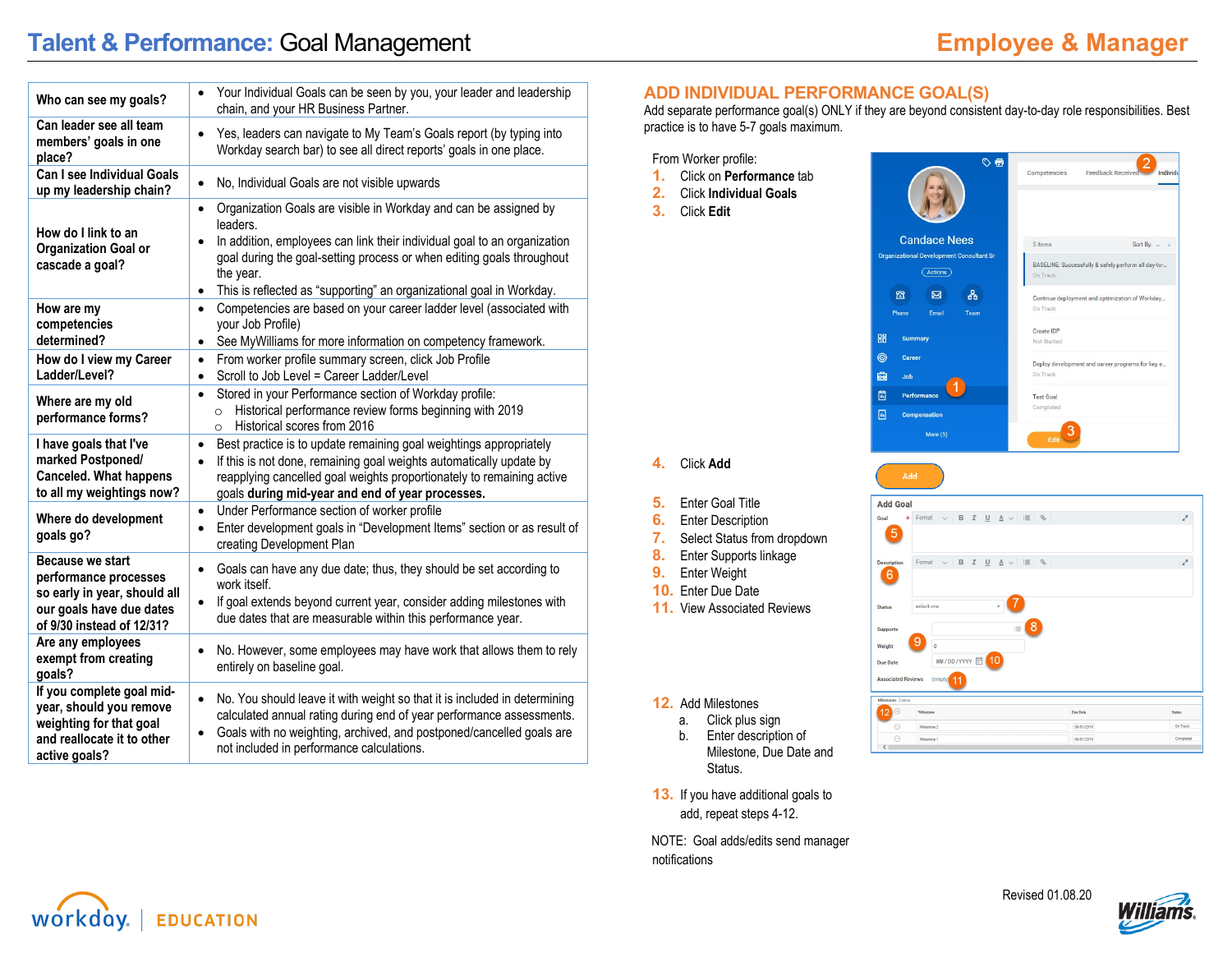# Talent & Performance: Goal Management

## Employee & Manager

| Question | Answer |
|---|---|
| **Who can see my goals?** | • Your Individual Goals can be seen by you, your leader and leadership chain, and your HR Business Partner. |
| **Can leader see all team members' goals in one place?** | • Yes, leaders can navigate to My Team's Goals report (by typing into Workday search bar) to see all direct reports' goals in one place. |
| **Can I see Individual Goals up my leadership chain?** | • No, Individual Goals are not visible upwards |
| **How do I link to an Organization Goal or cascade a goal?** | • Organization Goals are visible in Workday and can be assigned by leaders.<br>• In addition, employees can link their individual goal to an organization goal during the goal-setting process or when editing goals throughout the year.<br>• This is reflected as "supporting" an organizational goal in Workday. |
| **How are my competencies determined?** | • Competencies are based on your career ladder level (associated with your Job Profile)<br>• See MyWilliams for more information on competency framework. |
| **How do I view my Career Ladder/Level?** | • From worker profile summary screen, click Job Profile<br>• Scroll to Job Level = Career Ladder/Level |
| **Where are my old performance forms?** | • Stored in your Performance section of Workday profile:<br>  ○ Historical performance review forms beginning with 2019<br>  ○ Historical scores from 2016 |
| **I have goals that I've marked Postponed/ Canceled. What happens to all my weightings now?** | • Best practice is to update remaining goal weightings appropriately<br>• If this is not done, remaining goal weights automatically update by reapplying cancelled goal weights proportionately to remaining active goals **during mid-year and end of year processes.** |
| **Where do development goals go?** | • Under Performance section of worker profile<br>• Enter development goals in "Development Items" section or as result of creating Development Plan |
| **Because we start performance processes so early in year, should all our goals have due dates of 9/30 instead of 12/31?** | • Goals can have any due date; thus, they should be set according to work itself.<br>• If goal extends beyond current year, consider adding milestones with due dates that are measurable within this performance year. |
| **Are any employees exempt from creating goals?** | • No. However, some employees may have work that allows them to rely entirely on baseline goal. |
| **If you complete goal mid-year, should you remove weighting for that goal and reallocate it to other active goals?** | • No. You should leave it with weight so that it is included in determining calculated annual rating during end of year performance assessments.<br>• Goals with no weighting, archived, and postponed/cancelled goals are not included in performance calculations. |

## ADD INDIVIDUAL PERFORMANCE GOAL(S)

Add separate performance goal(s) ONLY if they are beyond consistent day-to-day role responsibilities. Best practice is to have 5-7 goals maximum.

From Worker profile:

1. Click on **Performance** tab
2. Click **Individual Goals**
3. Click **Edit**
4. Click **Add**
5. Enter Goal Title
6. Enter Description
7. Select Status from dropdown
8. Enter Supports linkage
9. Enter Weight
10. Enter Due Date
11. View Associated Reviews
12. Add Milestones
    a. Click plus sign
    b. Enter description of Milestone, Due Date and Status.
13. If you have additional goals to add, repeat steps 4-12.

NOTE: Goal adds/edits send manager notifications

Revised 01.08.20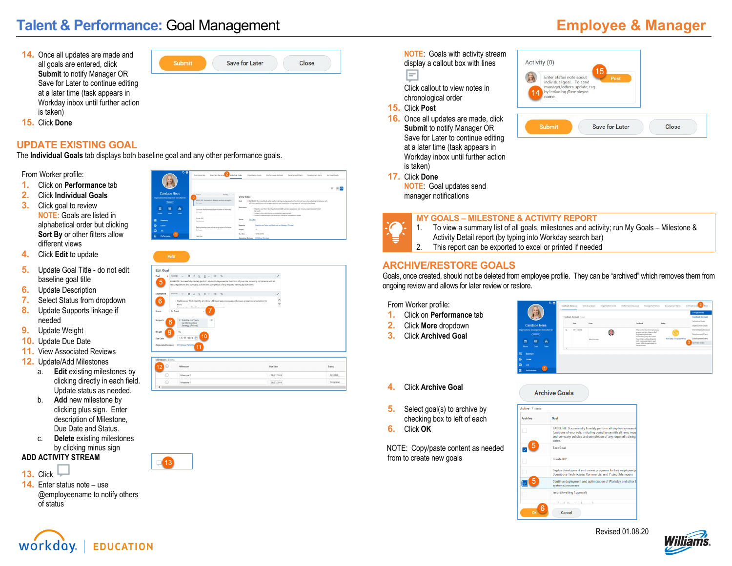# Talent & Performance: Goal Management

## Employee & Manager

14. Once all updates are made and all goals are entered, click **Submit** to notify Manager OR Save for Later to continue editing at a later time (task appears in Workday inbox until further action is taken)
15. Click **Done**

## UPDATE EXISTING GOAL

The **Individual Goals** tab displays both baseline goal and any other performance goals.

From Worker profile:

1. Click on **Performance** tab
2. Click **Individual Goals**
3. Click goal to review
   NOTE: Goals are listed in alphabetical order but clicking **Sort By** or other filters allow different views
4. Click **Edit** to update
5. Update Goal Title - do not edit baseline goal title
6. Update Description
7. Select Status from dropdown
8. Update Supports linkage if needed
9. Update Weight
10. Update Due Date
11. View Associated Reviews
12. Update/Add Milestones
    a. **Edit** existing milestones by clicking directly in each field. Update status as needed.
    b. **Add** new milestone by clicking plus sign. Enter description of Milestone, Due Date and Status.
    c. **Delete** existing milestones by clicking minus sign

**ADD ACTIVITY STREAM**

13. Click
14. Enter status note – use @employeename to notify others of status

NOTE: Goals with activity stream display a callout box with lines

Click callout to view notes in chronological order

15. Click **Post**
16. Once all updates are made, click **Submit** to notify Manager OR Save for Later to continue editing at a later time (task appears in Workday inbox until further action is taken)
17. Click **Done**
    NOTE: Goal updates send manager notifications

## MY GOALS – MILESTONE & ACTIVITY REPORT

1. To view a summary list of all goals, milestones and activity; run My Goals – Milestone & Activity Detail report (by typing into Workday search bar)
2. This report can be exported to excel or printed if needed

## ARCHIVE/RESTORE GOALS

Goals, once created, should not be deleted from employee profile. They can be "archived" which removes them from ongoing review and allows for later review or restore.

From Worker profile:

1. Click on **Performance** tab
2. Click **More** dropdown
3. Click **Archived Goal**
4. Click **Archive Goal**
5. Select goal(s) to archive by checking box to left of each
6. Click **OK**

NOTE: Copy/paste content as needed from to create new goals

Revised 01.08.20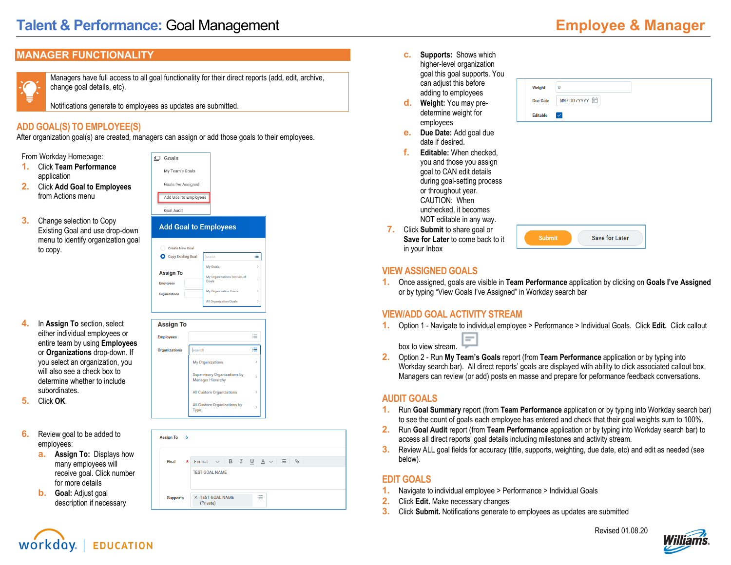# Talent & Performance: Goal Management

## Employee & Manager

## MANAGER FUNCTIONALITY

Managers have full access to all goal functionality for their direct reports (add, edit, archive, change goal details, etc).

Notifications generate to employees as updates are submitted.

### ADD GOAL(S) TO EMPLOYEE(S)

After organization goal(s) are created, managers can assign or add those goals to their employees.

From Workday Homepage:

1. Click **Team Performance** application
2. Click **Add Goal to Employees** from Actions menu
3. Change selection to Copy Existing Goal and use drop-down menu to identify organization goal to copy.
4. In **Assign To** section, select either individual employees or entire team by using **Employees** or **Organizations** drop-down. If you select an organization, you will also see a check box to determine whether to include subordinates.
5. Click **OK**.
6. Review goal to be added to employees:
   a. **Assign To:** Displays how many employees will receive goal. Click number for more details
   b. **Goal:** Adjust goal description if necessary
   c. **Supports:** Shows which higher-level organization goal this goal supports. You can adjust this before adding to employees
   d. **Weight:** You may pre-determine weight for employees
   e. **Due Date:** Add goal due date if desired.
   f. **Editable:** When checked, you and those you assign goal to CAN edit details during goal-setting process or throughout year. CAUTION: When unchecked, it becomes NOT editable in any way.
7. Click **Submit** to share goal or **Save for Later** to come back to it in your Inbox

### VIEW ASSIGNED GOALS

1. Once assigned, goals are visible in **Team Performance** application by clicking on **Goals I've Assigned** or by typing "View Goals I've Assigned" in Workday search bar

### VIEW/ADD GOAL ACTIVITY STREAM

1. Option 1 - Navigate to individual employee > Performance > Individual Goals. Click **Edit.** Click callout box to view stream.
2. Option 2 - Run **My Team's Goals** report (from **Team Performance** application or by typing into Workday search bar). All direct reports' goals are displayed with ability to click associated callout box. Managers can review (or add) posts en masse and prepare for performance feedback conversations.

### AUDIT GOALS

1. Run **Goal Summary** report (from **Team Performance** application or by typing into Workday search bar) to see the count of goals each employee has entered and check that their goal weights sum to 100%.
2. Run **Goal Audit** report (from **Team Performance** application or by typing into Workday search bar) to access all direct reports' goal details including milestones and activity stream.
3. Review ALL goal fields for accuracy (title, supports, weighting, due date, etc) and edit as needed (see below).

### EDIT GOALS

1. Navigate to individual employee > Performance > Individual Goals
2. Click **Edit.** Make necessary changes
3. Click **Submit.** Notifications generate to employees as updates are submitted

Revised 01.08.20